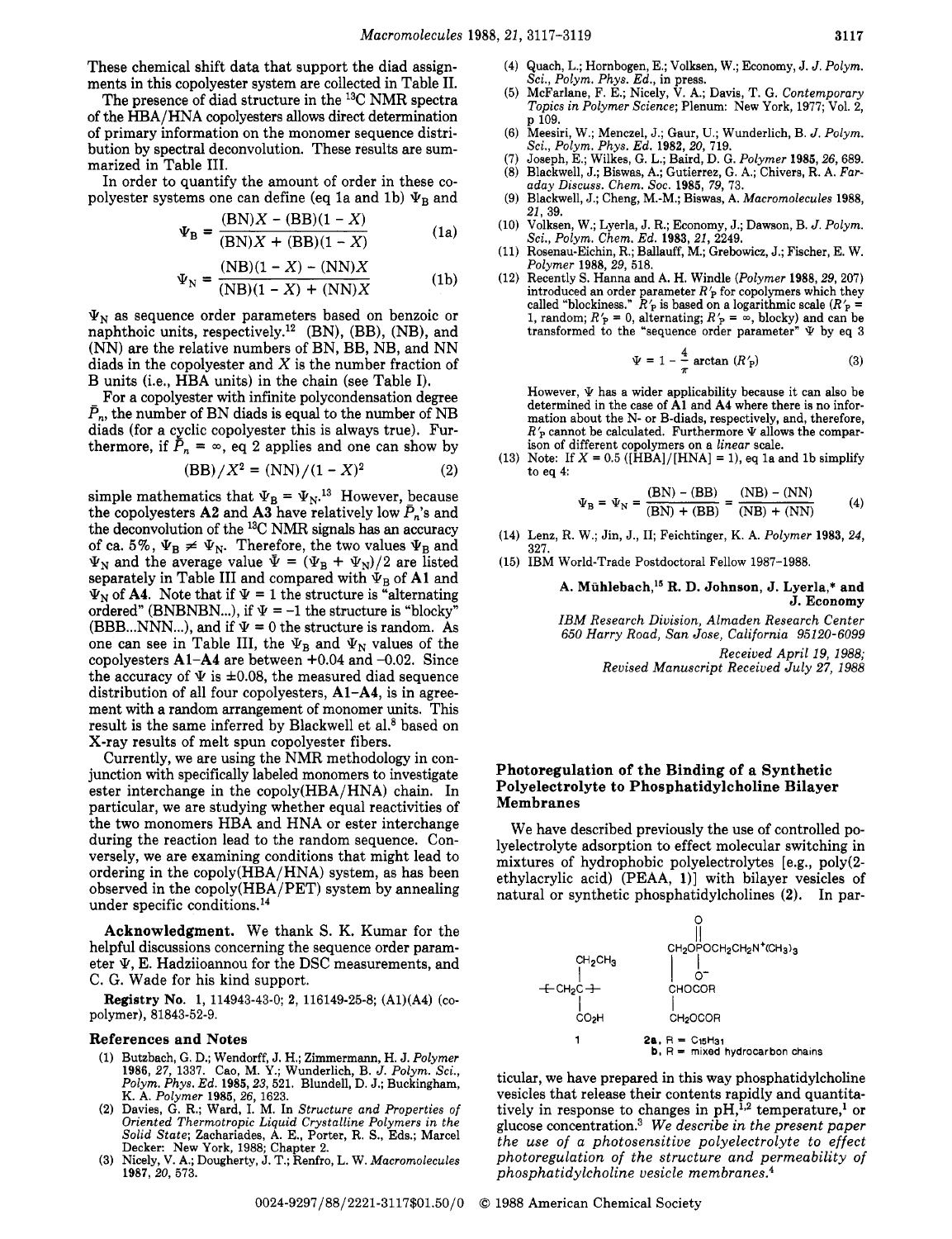These chemical shift data that support the diad assignments in this copolyester system are collected in Table II.

The presence of diad structure in the $^{13}$C NMR spectra of the HBA/HNA copolyesters allows direct determination of primary information on the monomer sequence distribution by spectral deconvolution. These results are summarized in Table III.

In order to quantify the amount of order in these copolyester systems one can define (eq 1a and 1b) $\Psi_B$ and

$$\Psi_B = \frac{(BN)X - (BB)(1-X)}{(BN)X + (BB)(1-X)} \tag{1a}$$

$$\Psi_N = \frac{(NB)(1-X) - (NN)X}{(NB)(1-X) + (NN)X} \tag{1b}$$

$\Psi_N$ as sequence order parameters based on benzoic or naphthoic units, respectively.[12] (BN), (BB), (NB), and (NN) are the relative numbers of BN, BB, NB, and NN diads in the copolyester and $X$ is the number fraction of B units (i.e., HBA units) in the chain (see Table I).

For a copolyester with infinite polycondensation degree $\bar{P}_n$, the number of BN diads is equal to the number of NB diads (for a cyclic copolyester this is always true). Furthermore, if $\bar{P}_n = \infty$, eq 2 applies and one can show by

$$(BB)/X^2 = (NN)/(1-X)^2 \tag{2}$$

simple mathematics that $\Psi_B = \Psi_N$.[13] However, because the copolyesters A2 and A3 have relatively low $\bar{P}_n$'s and the deconvolution of the $^{13}$C NMR signals has an accuracy of ca. 5%, $\Psi_B \neq \Psi_N$. Therefore, the two values $\Psi_B$ and $\Psi_N$ and the average value $\bar{\Psi} = (\Psi_B + \Psi_N)/2$ are listed separately in Table III and compared with $\Psi_B$ of A1 and $\Psi_N$ of A4. Note that if $\Psi = 1$ the structure is "alternating ordered" (BNBNBN...), if $\Psi = -1$ the structure is "blocky" (BBB...NNN...), and if $\Psi = 0$ the structure is random. As one can see in Table III, the $\Psi_B$ and $\Psi_N$ values of the copolyesters A1–A4 are between +0.04 and −0.02. Since the accuracy of $\Psi$ is ±0.08, the measured diad sequence distribution of all four copolyesters, A1–A4, is in agreement with a random arrangement of monomer units. This result is the same inferred by Blackwell et al.[8] based on X-ray results of melt spun copolyester fibers.

Currently, we are using the NMR methodology in conjunction with specifically labeled monomers to investigate ester interchange in the copoly(HBA/HNA) chain. In particular, we are studying whether equal reactivities of the two monomers HBA and HNA or ester interchange during the reaction lead to the random sequence. Conversely, we are examining conditions that might lead to ordering in the copoly(HBA/HNA) system, as has been observed in the copoly(HBA/PET) system by annealing under specific conditions.[14]

**Acknowledgment.** We thank S. K. Kumar for the helpful discussions concerning the sequence order parameter $\Psi$, E. Hadziioannou for the DSC measurements, and C. G. Wade for his kind support.

**Registry No.** 1, 114943-43-0; 2, 116149-25-8; (A1)(A4) (copolymer), 81843-52-9.

## References and Notes

(1) Butzbach, G. D.; Wendorff, J. H.; Zimmermann, H. J. *Polymer* 1986, *27*, 1337. Cao, M. Y.; Wunderlich, B. *J. Polym. Sci., Polym. Phys. Ed.* 1985, *23*, 521. Blundell, D. J.; Buckingham, K. A. *Polymer* 1985, *26*, 1623.

(2) Davies, G. R.; Ward, I. M. In *Structure and Properties of Oriented Thermotropic Liquid Crystalline Polymers in the Solid State*; Zachariades, A. E., Porter, R. S., Eds.; Marcel Decker: New York, 1988; Chapter 2.

(3) Nicely, V. A.; Dougherty, J. T.; Renfro, L. W. *Macromolecules* 1987, *20*, 573.

(4) Quach, L.; Hornbogen, E.; Volksen, W.; Economy, J. *J. Polym. Sci., Polym. Phys. Ed.*, in press.

(5) McFarlane, F. E.; Nicely, V. A.; Davis, T. G. *Contemporary Topics in Polymer Science*; Plenum: New York, 1977; Vol. 2, p 109.

(6) Meesiri, W.; Menczel, J.; Gaur, U.; Wunderlich, B. *J. Polym. Sci., Polym. Phys. Ed.* 1982, *20*, 719.

(7) Joseph, E.; Wilkes, G. L.; Baird, D. G. *Polymer* 1985, *26*, 689.

(8) Blackwell, J.; Biswas, A.; Gutierrez, G. A.; Chivers, R. A. *Faraday Discuss. Chem. Soc.* 1985, *79*, 73.

(9) Blackwell, J.; Cheng, M.-M.; Biswas, A. *Macromolecules* 1988, *21*, 39.

(10) Volksen, W.; Lyerla, J. R.; Economy, J.; Dawson, B. *J. Polym. Sci., Polym. Chem. Ed.* 1983, *21*, 2249.

(11) Rosenau-Eichin, R.; Ballauff, M.; Grebowicz, J.; Fischer, E. W. *Polymer* 1988, *29*, 518.

(12) Recently S. Hanna and A. H. Windle (*Polymer* 1988, *29*, 207) introduced an order parameter $R'_P$ for copolymers which they called "blockiness." $R'_P$ is based on a logarithmic scale ($R'_P$ = 1, random; $R'_P$ = 0, alternating; $R'_P = \infty$, blocky) and can be transformed to the "sequence order parameter" $\Psi$ by eq 3

$$\Psi = 1 - \frac{4}{\pi}\arctan(R'_P) \tag{3}$$

However, $\Psi$ has a wider applicability because it can also be determined in the case of A1 and A4 where there is no information about the N- or B-diads, respectively, and, therefore, $R'_P$ cannot be calculated. Furthermore $\Psi$ allows the comparison of different copolymers on a *linear* scale.

(13) Note: If $X = 0.5$ ([HBA]/[HNA] = 1), eq 1a and 1b simplify to eq 4:

$$\Psi_B = \Psi_N = \frac{(BN) - (BB)}{(BN) + (BB)} = \frac{(NB) - (NN)}{(NB) + (NN)} \tag{4}$$

(14) Lenz, R. W.; Jin, J., II; Feichtinger, K. A. *Polymer* 1983, *24*, 327.

(15) IBM World-Trade Postdoctoral Fellow 1987–1988.

**A. Mühlebach,[15] R. D. Johnson, J. Lyerla,\* and J. Economy**

*IBM Research Division, Almaden Research Center 650 Harry Road, San Jose, California 95120-6099*

*Received April 19, 1988; Revised Manuscript Received July 27, 1988*

# Photoregulation of the Binding of a Synthetic Polyelectrolyte to Phosphatidylcholine Bilayer Membranes

We have described previously the use of controlled polyelectrolyte adsorption to effect molecular switching in mixtures of hydrophobic polyelectrolytes [e.g., poly(2-ethylacrylic acid) (PEAA, 1)] with bilayer vesicles of natural or synthetic phosphatidylcholines (2). In particular, we have prepared in this way phosphatidylcholine vesicles that release their contents rapidly and quantitatively in response to changes in pH,[1,2] temperature,[1] or glucose concentration.[3] *We describe in the present paper the use of a photosensitive polyelectrolyte to effect photoregulation of the structure and permeability of phosphatidylcholine vesicle membranes.*[4]

1: $-[CH_2C(CH_2CH_3)(CO_2H)]-$

2: $CH_2OP(O)(O^-)OCH_2CH_2N^+(CH_3)_3$ / $CHOCOR$ / $CH_2OCOR$

**2a**, R = $C_{15}H_{31}$; **b**, R = mixed hydrocarbon chains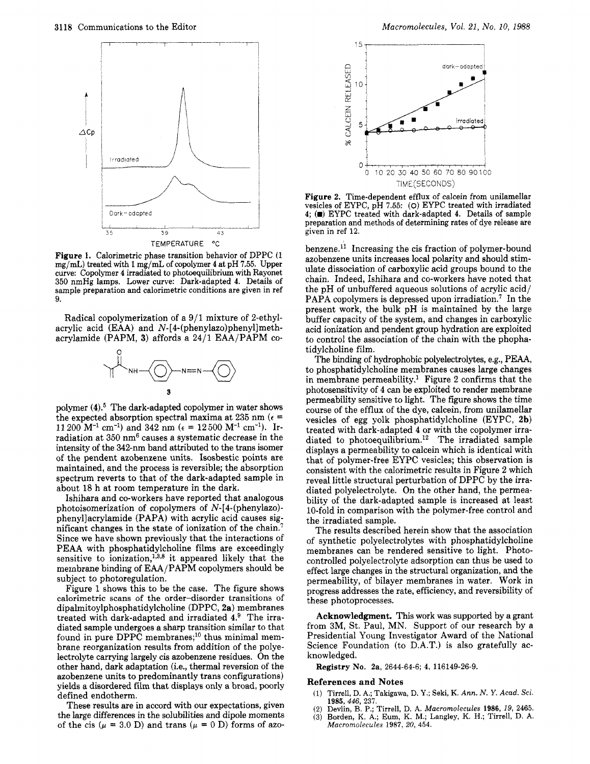Figure 1. Calorimetric phase transition behavior of DPPC (1 mg/mL) treated with 1 mg/mL of copolymer 4 at pH 7.55. Upper curve: Copolymer 4 irradiated to photoequilibrium with Rayonet 350 nmHg lamps. Lower curve: Dark-adapted 4. Details of sample preparation and calorimetric conditions are given in ref 9.

Radical copolymerization of a 9/1 mixture of 2-ethylacrylic acid (EAA) and *N*-[4-(phenylazo)phenyl]methacrylamide (PAPM, 3) affords a 24/1 EAA/PAPM copolymer (4).[5] The dark-adapted copolymer in water shows the expected absorption spectral maxima at 235 nm ($\epsilon$ = 11 200 $M^{-1}$ $cm^{-1}$) and 342 nm ($\epsilon$ = 12 500 $M^{-1}$ $cm^{-1}$). Irradiation at 350 nm[6] causes a systematic decrease in the intensity of the 342-nm band attributed to the trans isomer of the pendent azobenzene units. Isosbestic points are maintained, and the process is reversible; the absorption spectrum reverts to that of the dark-adapted sample in about 18 h at room temperature in the dark.

Ishihara and co-workers have reported that analogous photoisomerization of copolymers of *N*-[4-(phenylazo)phenyl]acrylamide (PAPA) with acrylic acid causes significant changes in the state of ionization of the chain.[7] Since we have shown previously that the interactions of PEAA with phosphatidylcholine films are exceedingly sensitive to ionization,[1,3,8] it appeared likely that the membrane binding of EAA/PAPM copolymers should be subject to photoregulation.

Figure 1 shows this to be the case. The figure shows calorimetric scans of the order–disorder transitions of dipalmitoylphosphatidylcholine (DPPC, 2a) membranes treated with dark-adapted and irradiated 4.[9] The irradiated sample undergoes a sharp transition similar to that found in pure DPPC membranes;[10] thus minimal membrane reorganization results from addition of the polyelectrolyte carrying largely cis azobenzene residues. On the other hand, dark adaptation (i.e., thermal reversion of the azobenzene units to predominantly trans configurations) yields a disordered film that displays only a broad, poorly defined endotherm.

These results are in accord with our expectations, given the large differences in the solubilities and dipole moments of the cis ($\mu$ = 3.0 D) and trans ($\mu$ = 0 D) forms of azobenzene.[11] Increasing the cis fraction of polymer-bound azobenzene units increases local polarity and should stimulate dissociation of carboxylic acid groups bound to the chain. Indeed, Ishihara and co-workers have noted that the pH of unbuffered aqueous solutions of acrylic acid/PAPA copolymers is depressed upon irradiation.[7] In the present work, the bulk pH is maintained by the large buffer capacity of the system, and changes in carboxylic acid ionization and pendent group hydration are exploited to control the association of the chain with the phophatidylcholine film.

Figure 2. Time-dependent efflux of calcein from unilamellar vesicles of EYPC, pH 7.55: (○) EYPC treated with irradiated 4; (■) EYPC treated with dark-adapted 4. Details of sample preparation and methods of determining rates of dye release are given in ref 12.

The binding of hydrophobic polyelectrolytes, e.g., PEAA, to phosphatidylcholine membranes causes large changes in membrane permeability.[1] Figure 2 confirms that the photosensitivity of 4 can be exploited to render membrane permeability sensitive to light. The figure shows the time course of the efflux of the dye, calcein, from unilamellar vesicles of egg yolk phosphatidylcholine (EYPC, 2b) treated with dark-adapted 4 or with the copolymer irradiated to photoequilibrium.[12] The irradiated sample displays a permeability to calcein which is identical with that of polymer-free EYPC vesicles; this observation is consistent with the calorimetric results in Figure 2 which reveal little structural perturbation of DPPC by the irradiated polyelectrolyte. On the other hand, the permeability of the dark-adapted sample is increased at least 10-fold in comparison with the polymer-free control and the irradiated sample.

The results described herein show that the association of synthetic polyelectrolytes with phosphatidylcholine membranes can be rendered sensitive to light. Photocontrolled polyelectrolyte adsorption can thus be used to effect large changes in the structural organization, and the permeability, of bilayer membranes in water. Work in progress addresses the rate, efficiency, and reversibility of these photoprocesses.

**Acknowledgment.** This work was supported by a grant from 3M, St. Paul, MN. Support of our research by a Presidential Young Investigator Award of the National Science Foundation (to D.A.T.) is also gratefully acknowledged.

**Registry No.** 2a, 2644-64-6; 4, 116149-26-9.

## References and Notes

(1) Tirrell, D. A.; Takigawa, D. Y.; Seki, K. *Ann. N. Y. Acad. Sci.* **1985**, *446*, 237.
(2) Devlin, B. P.; Tirrell, D. A. *Macromolecules* **1986**, *19*, 2465.
(3) Borden, K. A.; Eum, K. M.; Langley, K. H.; Tirrell, D. A. *Macromolecules* **1987**, *20*, 454.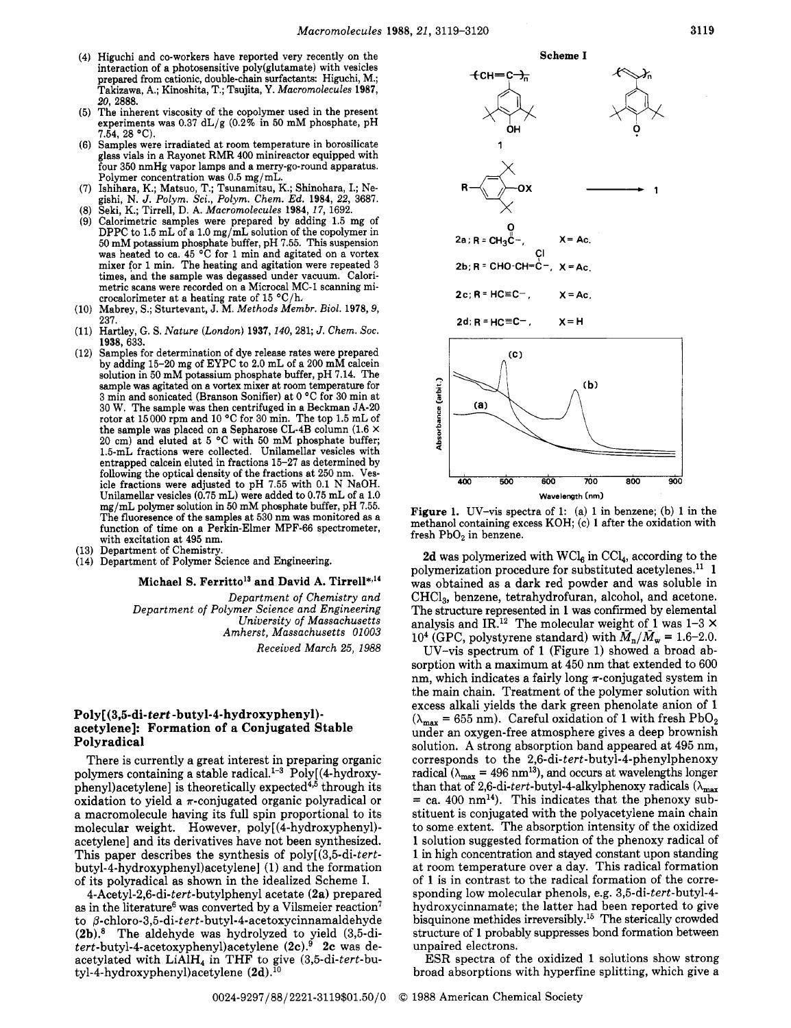(4) Higuchi and co-workers have reported very recently on the interaction of a photosensitive poly(glutamate) with vesicles prepared from cationic, double-chain surfactants: Higuchi, M.; Takizawa, A.; Kinoshita, T.; Tsujita, Y. *Macromolecules* **1987**, *20*, 2888.

(5) The inherent viscosity of the copolymer used in the present experiments was 0.37 dL/g (0.2% in 50 mM phosphate, pH 7.54, 28 °C).

(6) Samples were irradiated at room temperature in borosilicate glass vials in a Rayonet RMR 400 minireactor equipped with four 350 nmHg vapor lamps and a merry-go-round apparatus. Polymer concentration was 0.5 mg/mL.

(7) Ishihara, K.; Matsuo, T.; Tsunamitsu, K.; Shinohara, I.; Negishi, N. *J. Polym. Sci., Polym. Chem. Ed.* **1984**, *22*, 3687.

(8) Seki, K.; Tirrell, D. A. *Macromolecules* **1984**, *17*, 1692.

(9) Calorimetric samples were prepared by adding 1.5 mg of DPPC to 1.5 mL of a 1.0 mg/mL solution of the copolymer in 50 mM potassium phosphate buffer, pH 7.55. This suspension was heated to ca. 45 °C for 1 min and agitated on a vortex mixer for 1 min. The heating and agitation were repeated 3 times, and the sample was degassed under vacuum. Calorimetric scans were recorded on a Microcal MC-1 scanning microcalorimeter at a heating rate of 15 °C/h.

(10) Mabrey, S.; Sturtevant, J. M. *Methods Membr. Biol.* **1978**, *9*, 237.

(11) Hartley, G. S. *Nature (London)* **1937**, *140*, 281; *J. Chem. Soc.* **1938**, 633.

(12) Samples for determination of dye release rates were prepared by adding 15–20 mg of EYPC to 2.0 mL of a 200 mM calcein solution in 50 mM potassium phosphate buffer, pH 7.14. The sample was agitated on a vortex mixer at room temperature for 3 min and sonicated (Branson Sonifier) at 0 °C for 30 min at 30 W. The sample was then centrifuged in a Beckman JA-20 rotor at 15 000 rpm and 10 °C for 30 min. The top 1.5 mL of the sample was placed on a Sepharose CL-4B column (1.6 × 20 cm) and eluted at 5 °C with 50 mM phosphate buffer; 1.5-mL fractions were collected. Unilamellar vesicles with entrapped calcein eluted in fractions 15–27 as determined by following the optical density of the fractions at 250 nm. Vesicle fractions were adjusted to pH 7.55 with 0.1 N NaOH. Unilamellar vesicles (0.75 mL) were added to 0.75 mL of a 1.0 mg/mL polymer solution in 50 mM phosphate buffer, pH 7.55. The fluoresence of the samples at 530 nm was monitored as a function of time on a Perkin-Elmer MPF-66 spectrometer, with excitation at 495 nm.

(13) Department of Chemistry.

(14) Department of Polymer Science and Engineering.

**Michael S. Ferritto[13] and David A. Tirrell\*[,14]**

*Department of Chemistry and Department of Polymer Science and Engineering University of Massachusetts Amherst, Massachusetts 01003*

*Received March 25, 1988*

## Poly[(3,5-di-*tert*-butyl-4-hydroxyphenyl)acetylene]: Formation of a Conjugated Stable Polyradical

There is currently a great interest in preparing organic polymers containing a stable radical.[1–3] Poly[(4-hydroxyphenyl)acetylene] is theoretically expected[4,5] through its oxidation to yield a π-conjugated organic polyradical or a macromolecule having its full spin proportional to its molecular weight. However, poly[(4-hydroxyphenyl)acetylene] and its derivatives have not been synthesized. This paper describes the synthesis of poly[(3,5-di-*tert*-butyl-4-hydroxyphenyl)acetylene] (1) and the formation of its polyradical as shown in the idealized Scheme I.

4-Acetyl-2,6-di-*tert*-butylphenyl acetate (**2a**) prepared as in the literature[6] was converted by a Vilsmeier reaction[7] to β-chloro-3,5-di-*tert*-butyl-4-acetoxycinnamaldehyde (**2b**).[8] The aldehyde was hydrolyzed to yield (3,5-di-*tert*-butyl-4-acetoxyphenyl)acetylene (**2c**).[9] **2c** was deacetylated with $LiAlH_4$ in THF to give (3,5-di-*tert*-butyl-4-hydroxyphenyl)acetylene (**2d**).[10]

**Scheme I**

2a; R = $CH_3C(=O)$–, X = Ac.

2b; R = CHO-CH=C(Cl)–, X = Ac.

2c; R = HC≡C–, X = Ac.

2d; R = HC≡C–, X = H

(c)
(b)
(a)
Absorbance (arbit.)
400 500 600 700 800 900
Wavelength (nm)

**Figure 1.** UV–vis spectra of 1: (a) 1 in benzene; (b) 1 in the methanol containing excess KOH; (c) 1 after the oxidation with fresh $PbO_2$ in benzene.

**2d** was polymerized with $WCl_6$ in $CCl_4$, according to the polymerization procedure for substituted acetylenes.[11] **1** was obtained as a dark red powder and was soluble in $CHCl_3$, benzene, tetrahydrofuran, alcohol, and acetone. The structure represented in **1** was confirmed by elemental analysis and IR.[12] The molecular weight of **1** was 1–3 × $10^4$ (GPC, polystyrene standard) with $\bar{M}_n/\bar{M}_w$ = 1.6–2.0.

UV–vis spectrum of **1** (Figure 1) showed a broad absorption with a maximum at 450 nm that extended to 600 nm, which indicates a fairly long π-conjugated system in the main chain. Treatment of the polymer solution with excess alkali yields the dark green phenolate anion of **1** ($\lambda_{max}$ = 655 nm). Careful oxidation of **1** with fresh $PbO_2$ under an oxygen-free atmosphere gives a deep brownish solution. A strong absorption band appeared at 495 nm, corresponds to the 2,6-di-*tert*-butyl-4-phenylphenoxy radical ($\lambda_{max}$ = 496 nm[13]), and occurs at wavelengths longer than that of 2,6-di-*tert*-butyl-4-alkylphenoxy radicals ($\lambda_{max}$ = ca. 400 nm[14]). This indicates that the phenoxy substituent is conjugated with the polyacetylene main chain to some extent. The absorption intensity of the oxidized **1** solution suggested formation of the phenoxy radical of **1** in high concentration and stayed constant upon standing at room temperature over a day. This radical formation of **1** is in contrast to the radical formation of the corresponding low molecular phenols, e.g. 3,5-di-*tert*-butyl-4-hydroxycinnamate; the latter had been reported to give bisquinone methides irreversibly.[15] The sterically crowded structure of **1** probably suppresses bond formation between unpaired electrons.

ESR spectra of the oxidized **1** solutions show strong broad absorptions with hyperfine splitting, which give a